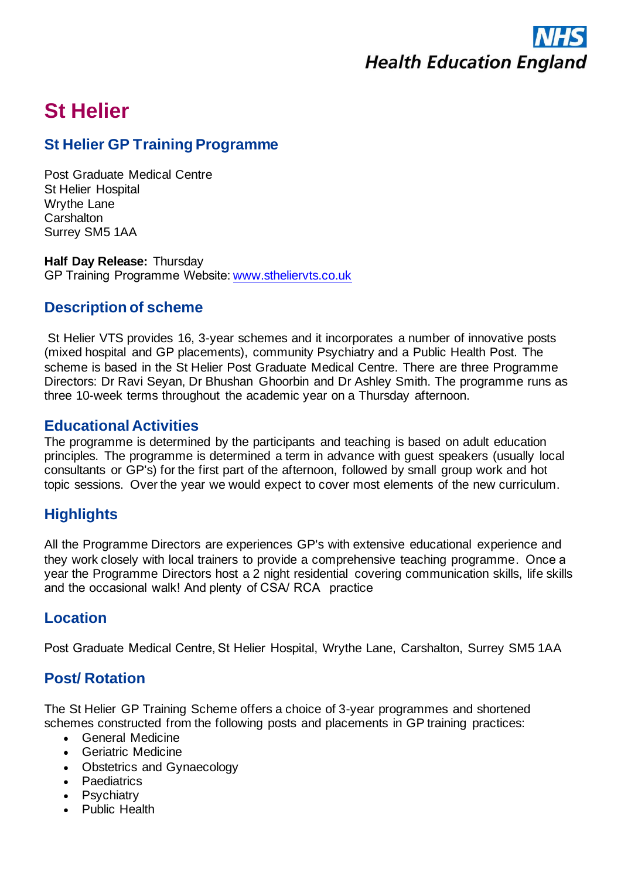# St Helier

## St Helier GP Training Programme

Post Graduate Medical Centre
St Helier Hospital
Wrythe Lane
Carshalton
Surrey SM5 1AA

**Half Day Release:** Thursday
GP Training Programme Website: [www.sthelierVTS.co.uk](http://www.sthelierVTS.co.uk)

## Description of scheme

St Helier VTS provides 16, 3-year schemes and it incorporates a number of innovative posts (mixed hospital and GP placements), community Psychiatry and a Public Health Post. The scheme is based in the St Helier Post Graduate Medical Centre. There are three Programme Directors: Dr Ravi Seyan, Dr Bhushan Ghoorbin and Dr Ashley Smith. The programme runs as three 10-week terms throughout the academic year on a Thursday afternoon.

## Educational Activities

The programme is determined by the participants and teaching is based on adult education principles. The programme is determined a term in advance with guest speakers (usually local consultants or GP's) for the first part of the afternoon, followed by small group work and hot topic sessions. Over the year we would expect to cover most elements of the new curriculum.

## Highlights

All the Programme Directors are experiences GP's with extensive educational experience and they work closely with local trainers to provide a comprehensive teaching programme. Once a year the Programme Directors host a 2 night residential covering communication skills, life skills and the occasional walk! And plenty of CSA/ RCA practice

## Location

Post Graduate Medical Centre, St Helier Hospital, Wrythe Lane, Carshalton, Surrey SM5 1AA

## Post/ Rotation

The St Helier GP Training Scheme offers a choice of 3-year programmes and shortened schemes constructed from the following posts and placements in GP training practices:

- General Medicine
- Geriatric Medicine
- Obstetrics and Gynaecology
- Paediatrics
- Psychiatry
- Public Health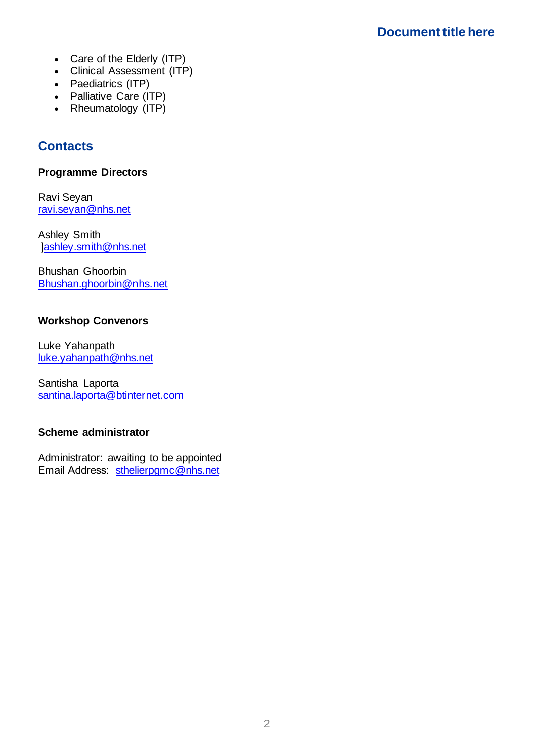- Care of the Elderly (ITP)
- Clinical Assessment (ITP)
- Paediatrics (ITP)
- Palliative Care (ITP)
- Rheumatology (ITP)

## Contacts

**Programme Directors**

Ravi Seyan
ravi.seyan@nhs.net

Ashley Smith
]ashley.smith@nhs.net

Bhushan Ghoorbin
Bhushan.ghoorbin@nhs.net

**Workshop Convenors**

Luke Yahanpath
luke.yahanpath@nhs.net

Santisha Laporta
santina.laporta@btinternet.com

**Scheme administrator**

Administrator: awaiting to be appointed
Email Address: sthelierpgmc@nhs.net